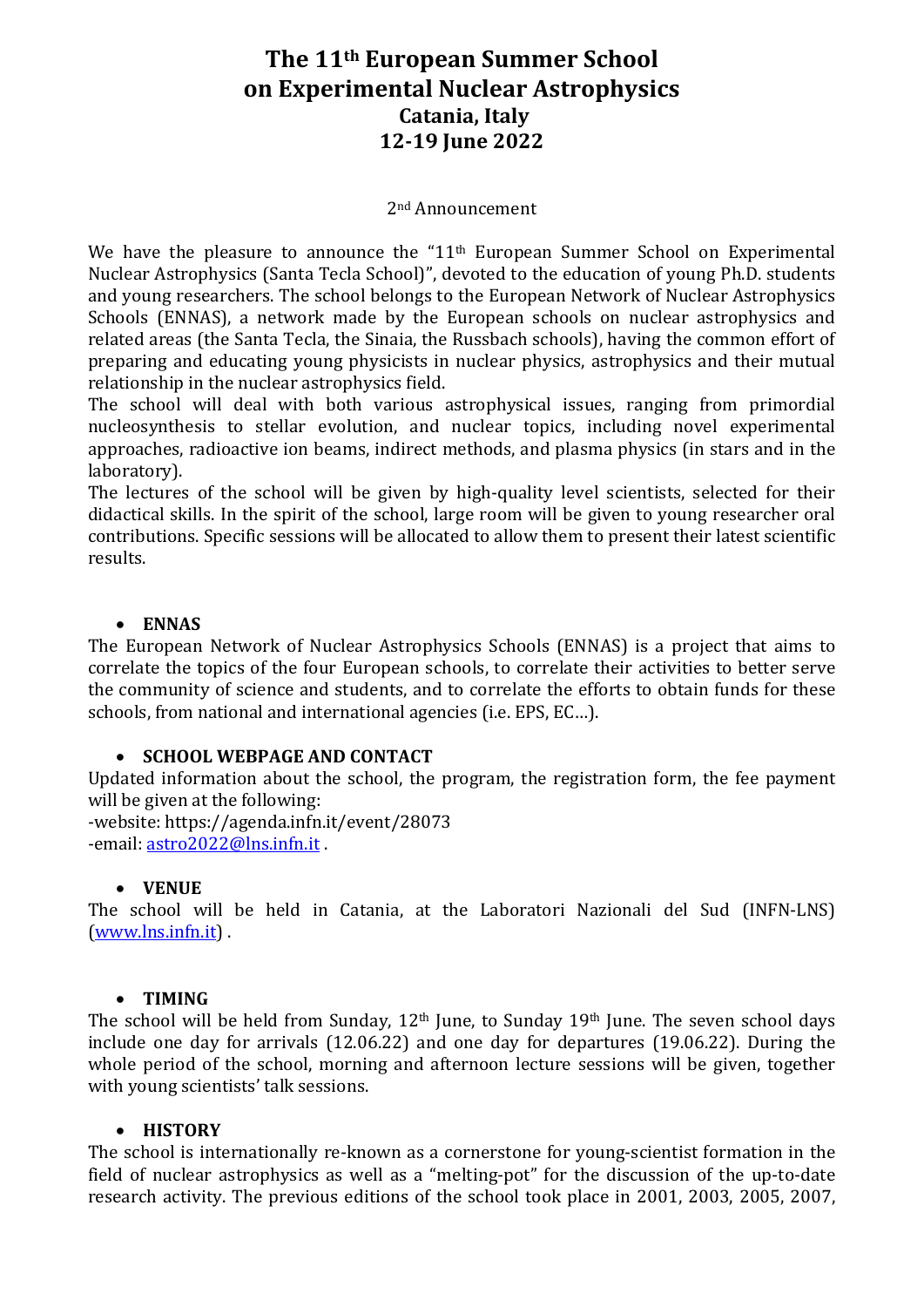# The 11th European Summer School on Experimental Nuclear Astrophysics

## Catania, Italy

## 12-19 June 2022

2nd Announcement

We have the pleasure to announce the "11th European Summer School on Experimental Nuclear Astrophysics (Santa Tecla School)", devoted to the education of young Ph.D. students and young researchers. The school belongs to the European Network of Nuclear Astrophysics Schools (ENNAS), a network made by the European schools on nuclear astrophysics and related areas (the Santa Tecla, the Sinaia, the Russbach schools), having the common effort of preparing and educating young physicists in nuclear physics, astrophysics and their mutual relationship in the nuclear astrophysics field.

The school will deal with both various astrophysical issues, ranging from primordial nucleosynthesis to stellar evolution, and nuclear topics, including novel experimental approaches, radioactive ion beams, indirect methods, and plasma physics (in stars and in the laboratory).

The lectures of the school will be given by high-quality level scientists, selected for their didactical skills. In the spirit of the school, large room will be given to young researcher oral contributions. Specific sessions will be allocated to allow them to present their latest scientific results.

- **ENNAS**

The European Network of Nuclear Astrophysics Schools (ENNAS) is a project that aims to correlate the topics of the four European schools, to correlate their activities to better serve the community of science and students, and to correlate the efforts to obtain funds for these schools, from national and international agencies (i.e. EPS, EC…).

- **SCHOOL WEBPAGE AND CONTACT**

Updated information about the school, the program, the registration form, the fee payment will be given at the following:

-website: https://agenda.infn.it/event/28073
-email: astro2022@lns.infn.it .

- **VENUE**

The school will be held in Catania, at the Laboratori Nazionali del Sud (INFN-LNS) (www.lns.infn.it) .

- **TIMING**

The school will be held from Sunday, 12th June, to Sunday 19th June. The seven school days include one day for arrivals (12.06.22) and one day for departures (19.06.22). During the whole period of the school, morning and afternoon lecture sessions will be given, together with young scientists' talk sessions.

- **HISTORY**

The school is internationally re-known as a cornerstone for young-scientist formation in the field of nuclear astrophysics as well as a "melting-pot" for the discussion of the up-to-date research activity. The previous editions of the school took place in 2001, 2003, 2005, 2007,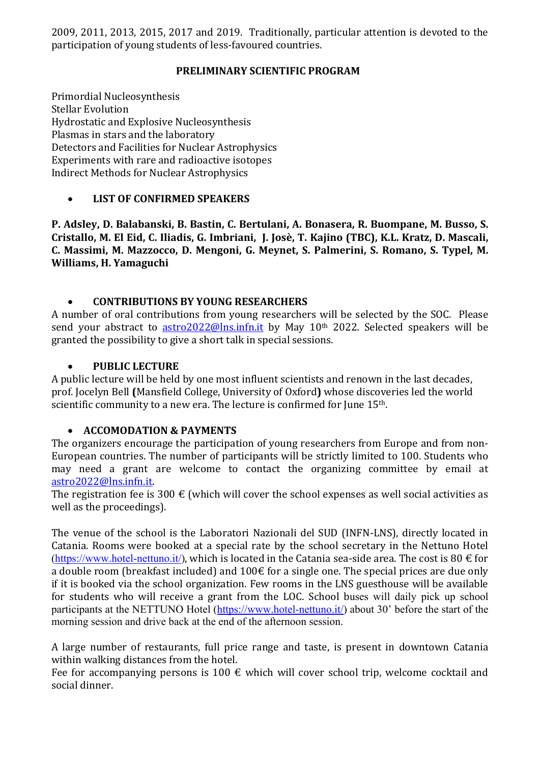2009, 2011, 2013, 2015, 2017 and 2019. Traditionally, particular attention is devoted to the participation of young students of less-favoured countries.

**PRELIMINARY SCIENTIFIC PROGRAM**

Primordial Nucleosynthesis
Stellar Evolution
Hydrostatic and Explosive Nucleosynthesis
Plasmas in stars and the laboratory
Detectors and Facilities for Nuclear Astrophysics
Experiments with rare and radioactive isotopes
Indirect Methods for Nuclear Astrophysics

- **LIST OF CONFIRMED SPEAKERS**

**P. Adsley, D. Balabanski, B. Bastin, C. Bertulani, A. Bonasera, R. Buompane, M. Busso, S. Cristallo, M. El Eid, C. Iliadis, G. Imbriani, J. Josè, T. Kajino (TBC), K.L. Kratz, D. Mascali, C. Massimi, M. Mazzocco, D. Mengoni, G. Meynet, S. Palmerini, S. Romano, S. Typel, M. Williams, H. Yamaguchi**

- **CONTRIBUTIONS BY YOUNG RESEARCHERS**

A number of oral contributions from young researchers will be selected by the SOC. Please send your abstract to astro2022@lns.infn.it by May 10th 2022. Selected speakers will be granted the possibility to give a short talk in special sessions.

- **PUBLIC LECTURE**

A public lecture will be held by one most influent scientists and renown in the last decades, prof. Jocelyn Bell **(**Mansfield College, University of Oxford**)** whose discoveries led the world scientific community to a new era. The lecture is confirmed for June 15th.

- **ACCOMODATION & PAYMENTS**

The organizers encourage the participation of young researchers from Europe and from non-European countries. The number of participants will be strictly limited to 100. Students who may need a grant are welcome to contact the organizing committee by email at astro2022@lns.infn.it.
The registration fee is 300 € (which will cover the school expenses as well social activities as well as the proceedings).

The venue of the school is the Laboratori Nazionali del SUD (INFN-LNS), directly located in Catania. Rooms were booked at a special rate by the school secretary in the Nettuno Hotel (https://www.hotel-nettuno.it/), which is located in the Catania sea-side area. The cost is 80 € for a double room (breakfast included) and 100€ for a single one. The special prices are due only if it is booked via the school organization. Few rooms in the LNS guesthouse will be available for students who will receive a grant from the LOC. School buses will daily pick up school participants at the NETTUNO Hotel (https://www.hotel-nettuno.it/) about 30' before the start of the morning session and drive back at the end of the afternoon session.

A large number of restaurants, full price range and taste, is present in downtown Catania within walking distances from the hotel.
Fee for accompanying persons is 100 € which will cover school trip, welcome cocktail and social dinner.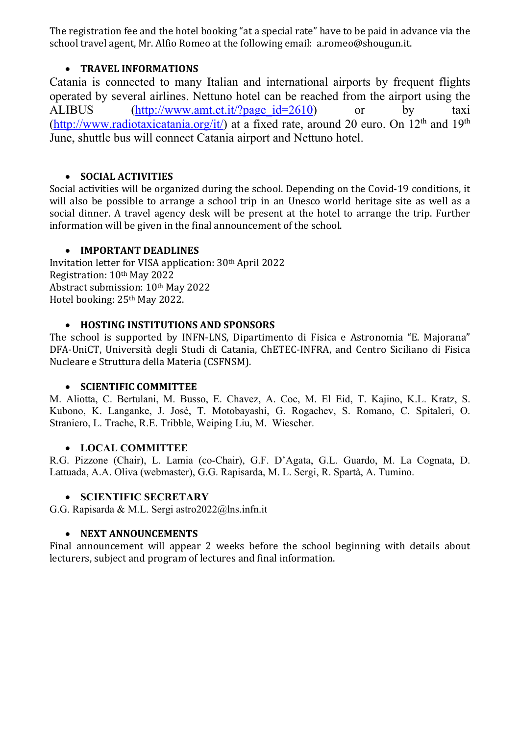The registration fee and the hotel booking "at a special rate" have to be paid in advance via the school travel agent, Mr. Alfio Romeo at the following email: a.romeo@shougun.it.

- **TRAVEL INFORMATIONS**

Catania is connected to many Italian and international airports by frequent flights operated by several airlines. Nettuno hotel can be reached from the airport using the ALIBUS (http://www.amt.ct.it/?page_id=2610) or by taxi (http://www.radiotaxicatania.org/it/) at a fixed rate, around 20 euro. On 12th and 19th June, shuttle bus will connect Catania airport and Nettuno hotel.

- **SOCIAL ACTIVITIES**

Social activities will be organized during the school. Depending on the Covid-19 conditions, it will also be possible to arrange a school trip in an Unesco world heritage site as well as a social dinner. A travel agency desk will be present at the hotel to arrange the trip. Further information will be given in the final announcement of the school.

- **IMPORTANT DEADLINES**

Invitation letter for VISA application: 30th April 2022
Registration: 10th May 2022
Abstract submission: 10th May 2022
Hotel booking: 25th May 2022.

- **HOSTING INSTITUTIONS AND SPONSORS**

The school is supported by INFN-LNS, Dipartimento di Fisica e Astronomia "E. Majorana" DFA-UniCT, Università degli Studi di Catania, ChETEC-INFRA, and Centro Siciliano di Fisica Nucleare e Struttura della Materia (CSFNSM).

- **SCIENTIFIC COMMITTEE**

M. Aliotta, C. Bertulani, M. Busso, E. Chavez, A. Coc, M. El Eid, T. Kajino, K.L. Kratz, S. Kubono, K. Langanke, J. Josè, T. Motobayashi, G. Rogachev, S. Romano, C. Spitaleri, O. Straniero, L. Trache, R.E. Tribble, Weiping Liu, M. Wiescher.

- **LOCAL COMMITTEE**

R.G. Pizzone (Chair), L. Lamia (co-Chair), G.F. D'Agata, G.L. Guardo, M. La Cognata, D. Lattuada, A.A. Oliva (webmaster), G.G. Rapisarda, M. L. Sergi, R. Spartà, A. Tumino.

- **SCIENTIFIC SECRETARY**

G.G. Rapisarda & M.L. Sergi astro2022@lns.infn.it

- **NEXT ANNOUNCEMENTS**

Final announcement will appear 2 weeks before the school beginning with details about lecturers, subject and program of lectures and final information.